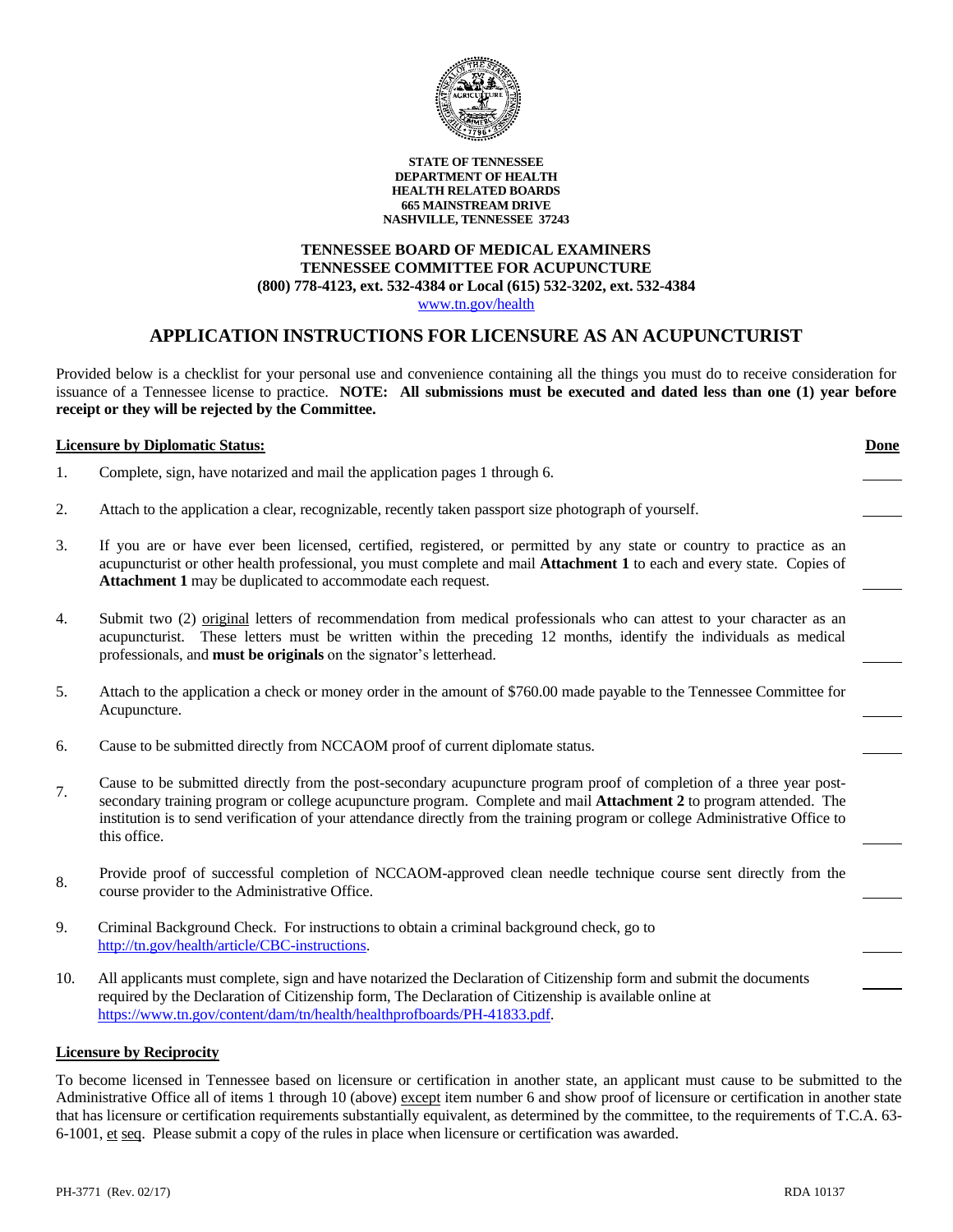**STATE OF TENNESSEE**
**DEPARTMENT OF HEALTH**
**HEALTH RELATED BOARDS**
**665 MAINSTREAM DRIVE**
**NASHVILLE, TENNESSEE 37243**

**TENNESSEE BOARD OF MEDICAL EXAMINERS**
**TENNESSEE COMMITTEE FOR ACUPUNCTURE**
**(800) 778-4123, ext. 532-4384 or Local (615) 532-3202, ext. 532-4384**
www.tn.gov/health

# APPLICATION INSTRUCTIONS FOR LICENSURE AS AN ACUPUNCTURIST

Provided below is a checklist for your personal use and convenience containing all the things you must do to receive consideration for issuance of a Tennessee license to practice. **NOTE: All submissions must be executed and dated less than one (1) year before receipt or they will be rejected by the Committee.**

**Licensure by Diplomatic Status:** **Done**

1. Complete, sign, have notarized and mail the application pages 1 through 6. _____

2. Attach to the application a clear, recognizable, recently taken passport size photograph of yourself. _____

3. If you are or have ever been licensed, certified, registered, or permitted by any state or country to practice as an acupuncturist or other health professional, you must complete and mail **Attachment 1** to each and every state. Copies of **Attachment 1** may be duplicated to accommodate each request. _____

4. Submit two (2) original letters of recommendation from medical professionals who can attest to your character as an acupuncturist. These letters must be written within the preceding 12 months, identify the individuals as medical professionals, and **must be originals** on the signator's letterhead. _____

5. Attach to the application a check or money order in the amount of $760.00 made payable to the Tennessee Committee for Acupuncture. _____

6. Cause to be submitted directly from NCCAOM proof of current diplomate status. _____

7. Cause to be submitted directly from the post-secondary acupuncture program proof of completion of a three year post-secondary training program or college acupuncture program. Complete and mail **Attachment 2** to program attended. The institution is to send verification of your attendance directly from the training program or college Administrative Office to this office. _____

8. Provide proof of successful completion of NCCAOM-approved clean needle technique course sent directly from the course provider to the Administrative Office. _____

9. Criminal Background Check. For instructions to obtain a criminal background check, go to http://tn.gov/health/article/CBC-instructions. _____

10. All applicants must complete, sign and have notarized the Declaration of Citizenship form and submit the documents required by the Declaration of Citizenship form, The Declaration of Citizenship is available online at https://www.tn.gov/content/dam/tn/health/healthprofboards/PH-41833.pdf. _____

**Licensure by Reciprocity**

To become licensed in Tennessee based on licensure or certification in another state, an applicant must cause to be submitted to the Administrative Office all of items 1 through 10 (above) except item number 6 and show proof of licensure or certification in another state that has licensure or certification requirements substantially equivalent, as determined by the committee, to the requirements of T.C.A. 63-6-1001, et seq. Please submit a copy of the rules in place when licensure or certification was awarded.

PH-3771 (Rev. 02/17) RDA 10137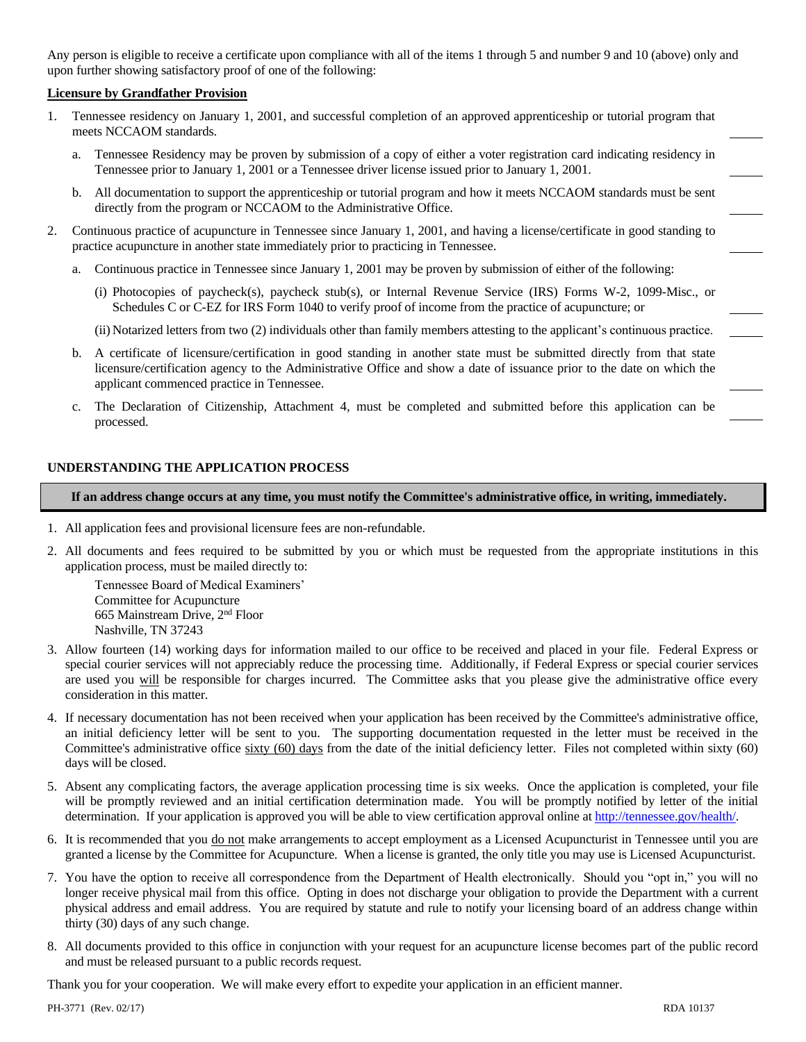Any person is eligible to receive a certificate upon compliance with all of the items 1 through 5 and number 9 and 10 (above) only and upon further showing satisfactory proof of one of the following:

**Licensure by Grandfather Provision**

1. Tennessee residency on January 1, 2001, and successful completion of an approved apprenticeship or tutorial program that meets NCCAOM standards. _____
   a. Tennessee Residency may be proven by submission of a copy of either a voter registration card indicating residency in Tennessee prior to January 1, 2001 or a Tennessee driver license issued prior to January 1, 2001. _____
   b. All documentation to support the apprenticeship or tutorial program and how it meets NCCAOM standards must be sent directly from the program or NCCAOM to the Administrative Office. _____
2. Continuous practice of acupuncture in Tennessee since January 1, 2001, and having a license/certificate in good standing to practice acupuncture in another state immediately prior to practicing in Tennessee. _____
   a. Continuous practice in Tennessee since January 1, 2001 may be proven by submission of either of the following:
      (i) Photocopies of paycheck(s), paycheck stub(s), or Internal Revenue Service (IRS) Forms W-2, 1099-Misc., or Schedules C or C-EZ for IRS Form 1040 to verify proof of income from the practice of acupuncture; or _____
      (ii) Notarized letters from two (2) individuals other than family members attesting to the applicant's continuous practice. _____
   b. A certificate of licensure/certification in good standing in another state must be submitted directly from that state licensure/certification agency to the Administrative Office and show a date of issuance prior to the date on which the applicant commenced practice in Tennessee. _____
   c. The Declaration of Citizenship, Attachment 4, must be completed and submitted before this application can be processed. _____

**UNDERSTANDING THE APPLICATION PROCESS**

**If an address change occurs at any time, you must notify the Committee's administrative office, in writing, immediately.**

1. All application fees and provisional licensure fees are non-refundable.
2. All documents and fees required to be submitted by you or which must be requested from the appropriate institutions in this application process, must be mailed directly to:

   Tennessee Board of Medical Examiners'
   Committee for Acupuncture
   665 Mainstream Drive, 2nd Floor
   Nashville, TN 37243

3. Allow fourteen (14) working days for information mailed to our office to be received and placed in your file. Federal Express or special courier services will not appreciably reduce the processing time. Additionally, if Federal Express or special courier services are used you will be responsible for charges incurred. The Committee asks that you please give the administrative office every consideration in this matter.
4. If necessary documentation has not been received when your application has been received by the Committee's administrative office, an initial deficiency letter will be sent to you. The supporting documentation requested in the letter must be received in the Committee's administrative office sixty (60) days from the date of the initial deficiency letter. Files not completed within sixty (60) days will be closed.
5. Absent any complicating factors, the average application processing time is six weeks. Once the application is completed, your file will be promptly reviewed and an initial certification determination made. You will be promptly notified by letter of the initial determination. If your application is approved you will be able to view certification approval online at http://tennessee.gov/health/.
6. It is recommended that you do not make arrangements to accept employment as a Licensed Acupuncturist in Tennessee until you are granted a license by the Committee for Acupuncture. When a license is granted, the only title you may use is Licensed Acupuncturist.
7. You have the option to receive all correspondence from the Department of Health electronically. Should you "opt in," you will no longer receive physical mail from this office. Opting in does not discharge your obligation to provide the Department with a current physical address and email address. You are required by statute and rule to notify your licensing board of an address change within thirty (30) days of any such change.
8. All documents provided to this office in conjunction with your request for an acupuncture license becomes part of the public record and must be released pursuant to a public records request.

Thank you for your cooperation. We will make every effort to expedite your application in an efficient manner.

PH-3771 (Rev. 02/17) RDA 10137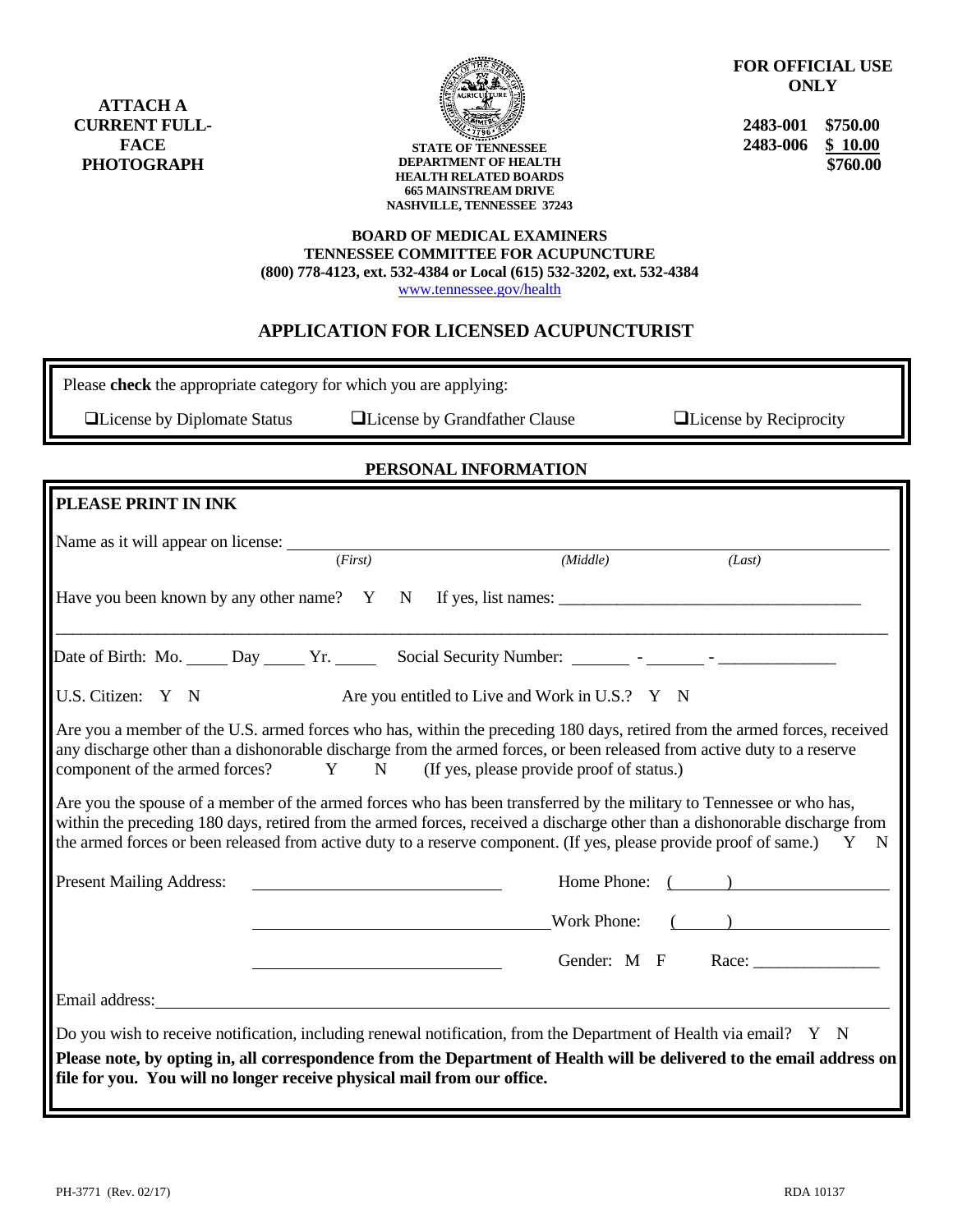**ATTACH A CURRENT FULL-FACE PHOTOGRAPH**

**STATE OF TENNESSEE**
**DEPARTMENT OF HEALTH**
**HEALTH RELATED BOARDS**
**665 MAINSTREAM DRIVE**
**NASHVILLE, TENNESSEE 37243**

**FOR OFFICIAL USE ONLY**

| | |
|---|---|
| **2483-001** | **$750.00** |
| **2483-006** | **$ 10.00** |
| | **$760.00** |

**BOARD OF MEDICAL EXAMINERS**
**TENNESSEE COMMITTEE FOR ACUPUNCTURE**
**(800) 778-4123, ext. 532-4384 or Local (615) 532-3202, ext. 532-4384**
www.tennessee.gov/health

## APPLICATION FOR LICENSED ACUPUNCTURIST

Please **check** the appropriate category for which you are applying:

❑License by Diplomate Status ❑License by Grandfather Clause ❑License by Reciprocity

### PERSONAL INFORMATION

**PLEASE PRINT IN INK**

Name as it will appear on license: ______________________________________________
*(First)* *(Middle)* *(Last)*

Have you been known by any other name? Y N If yes, list names: ______________________

_______________________________________________________________________________

Date of Birth: Mo. _____ Day _____ Yr. _____ Social Security Number: _______ - _______ - _____________

U.S. Citizen: Y N Are you entitled to Live and Work in U.S.? Y N

Are you a member of the U.S. armed forces who has, within the preceding 180 days, retired from the armed forces, received any discharge other than a dishonorable discharge from the armed forces, or been released from active duty to a reserve component of the armed forces? Y N (If yes, please provide proof of status.)

Are you the spouse of a member of the armed forces who has been transferred by the military to Tennessee or who has, within the preceding 180 days, retired from the armed forces, received a discharge other than a dishonorable discharge from the armed forces or been released from active duty to a reserve component. (If yes, please provide proof of same.) Y N

Present Mailing Address: ______________________________ Home Phone: ( ) ______________

______________________________ Work Phone: ( ) ______________

______________________________ Gender: M F Race: _______________

Email address: _______________________________________________________________

Do you wish to receive notification, including renewal notification, from the Department of Health via email? Y N

**Please note, by opting in, all correspondence from the Department of Health will be delivered to the email address on file for you. You will no longer receive physical mail from our office.**

PH-3771 (Rev. 02/17) RDA 10137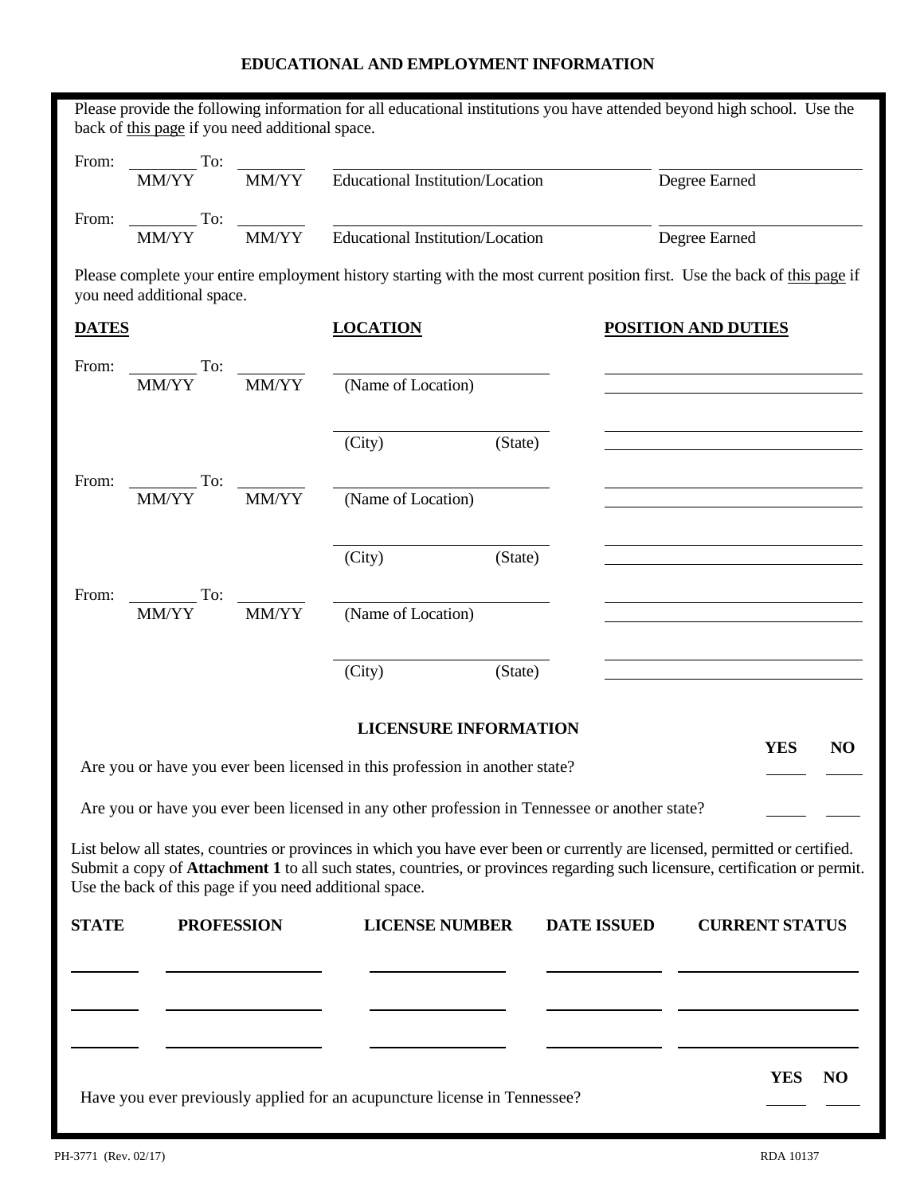## EDUCATIONAL AND EMPLOYMENT INFORMATION

Please provide the following information for all educational institutions you have attended beyond high school. Use the back of this page if you need additional space.

From: ________ To: ________ ______________________________ ____________________
MM/YY MM/YY Educational Institution/Location Degree Earned

From: ________ To: ________ ______________________________ ____________________
MM/YY MM/YY Educational Institution/Location Degree Earned

Please complete your entire employment history starting with the most current position first. Use the back of this page if you need additional space.

| **DATES** | **LOCATION** | **POSITION AND DUTIES** |
|---|---|---|
| From: ________ To: ________ (MM/YY) (MM/YY) | ____________________ (Name of Location) | ____________________ ____________________ |
| | ____________________ (City) (State) | ____________________ ____________________ |
| From: ________ To: ________ (MM/YY) (MM/YY) | ____________________ (Name of Location) | ____________________ ____________________ |
| | ____________________ (City) (State) | ____________________ ____________________ |
| From: ________ To: ________ (MM/YY) (MM/YY) | ____________________ (Name of Location) | ____________________ ____________________ |
| | ____________________ (City) (State) | ____________________ ____________________ |

### LICENSURE INFORMATION

| | YES | NO |
|---|---|---|
| Are you or have you ever been licensed in this profession in another state? | ____ | ____ |
| Are you or have you ever been licensed in any other profession in Tennessee or another state? | ____ | ____ |

List below all states, countries or provinces in which you have ever been or currently are licensed, permitted or certified. Submit a copy of **Attachment 1** to all such states, countries, or provinces regarding such licensure, certification or permit. Use the back of this page if you need additional space.

| STATE | PROFESSION | LICENSE NUMBER | DATE ISSUED | CURRENT STATUS |
|---|---|---|---|---|
| | | | | |
| | | | | |
| | | | | |

| | YES | NO |
|---|---|---|
| Have you ever previously applied for an acupuncture license in Tennessee? | ____ | ____ |

PH-3771 (Rev. 02/17) RDA 10137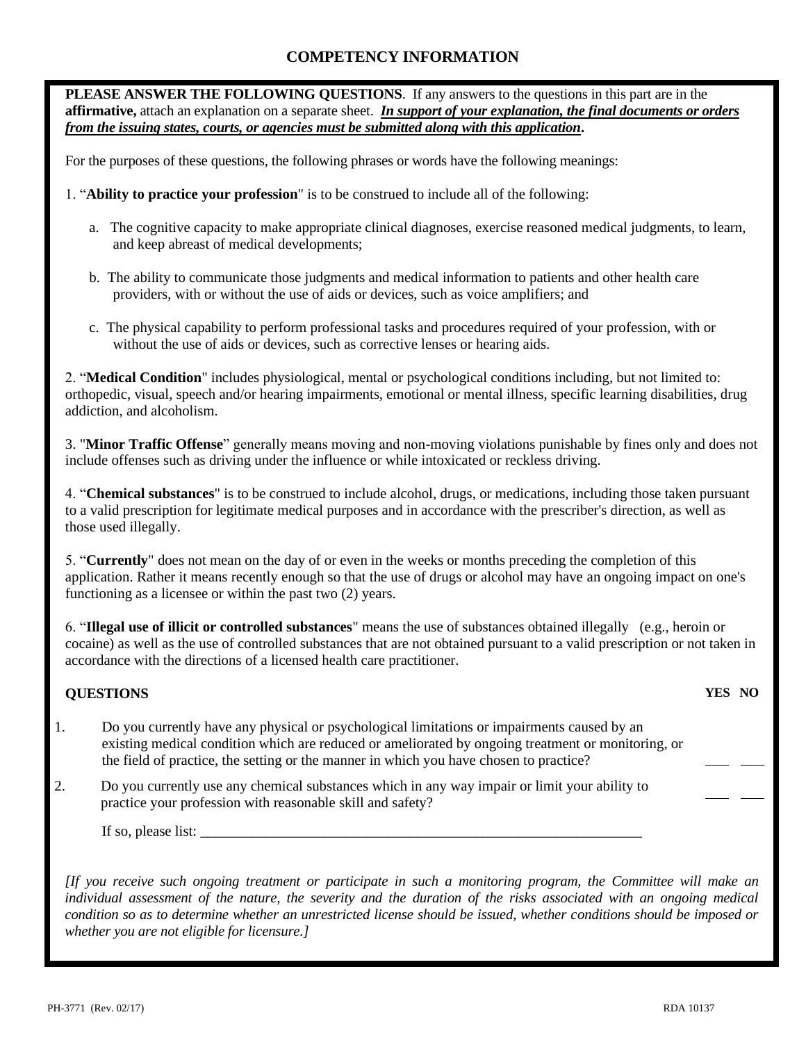# COMPETENCY INFORMATION

**PLEASE ANSWER THE FOLLOWING QUESTIONS**. If any answers to the questions in this part are in the **affirmative,** attach an explanation on a separate sheet. ***In support of your explanation, the final documents or orders from the issuing states, courts, or agencies must be submitted along with this application*.**

For the purposes of these questions, the following phrases or words have the following meanings:

1. "**Ability to practice your profession**" is to be construed to include all of the following:

   a. The cognitive capacity to make appropriate clinical diagnoses, exercise reasoned medical judgments, to learn, and keep abreast of medical developments;

   b. The ability to communicate those judgments and medical information to patients and other health care providers, with or without the use of aids or devices, such as voice amplifiers; and

   c. The physical capability to perform professional tasks and procedures required of your profession, with or without the use of aids or devices, such as corrective lenses or hearing aids.

2. "**Medical Condition**" includes physiological, mental or psychological conditions including, but not limited to: orthopedic, visual, speech and/or hearing impairments, emotional or mental illness, specific learning disabilities, drug addiction, and alcoholism.

3. "**Minor Traffic Offense**" generally means moving and non-moving violations punishable by fines only and does not include offenses such as driving under the influence or while intoxicated or reckless driving.

4. "**Chemical substances**" is to be construed to include alcohol, drugs, or medications, including those taken pursuant to a valid prescription for legitimate medical purposes and in accordance with the prescriber's direction, as well as those used illegally.

5. "**Currently**" does not mean on the day of or even in the weeks or months preceding the completion of this application. Rather it means recently enough so that the use of drugs or alcohol may have an ongoing impact on one's functioning as a licensee or within the past two (2) years.

6. "**Illegal use of illicit or controlled substances**" means the use of substances obtained illegally (e.g., heroin or cocaine) as well as the use of controlled substances that are not obtained pursuant to a valid prescription or not taken in accordance with the directions of a licensed health care practitioner.

**QUESTIONS**

| | | YES | NO |
|---|---|---|---|
| 1. | Do you currently have any physical or psychological limitations or impairments caused by an existing medical condition which are reduced or ameliorated by ongoing treatment or monitoring, or the field of practice, the setting or the manner in which you have chosen to practice? | ___ | ___ |
| 2. | Do you currently use any chemical substances which in any way impair or limit your ability to practice your profession with reasonable skill and safety? | ___ | ___ |

If so, please list: ________________________________________________________________

*[If you receive such ongoing treatment or participate in such a monitoring program, the Committee will make an individual assessment of the nature, the severity and the duration of the risks associated with an ongoing medical condition so as to determine whether an unrestricted license should be issued, whether conditions should be imposed or whether you are not eligible for licensure.]*

PH-3771 (Rev. 02/17) RDA 10137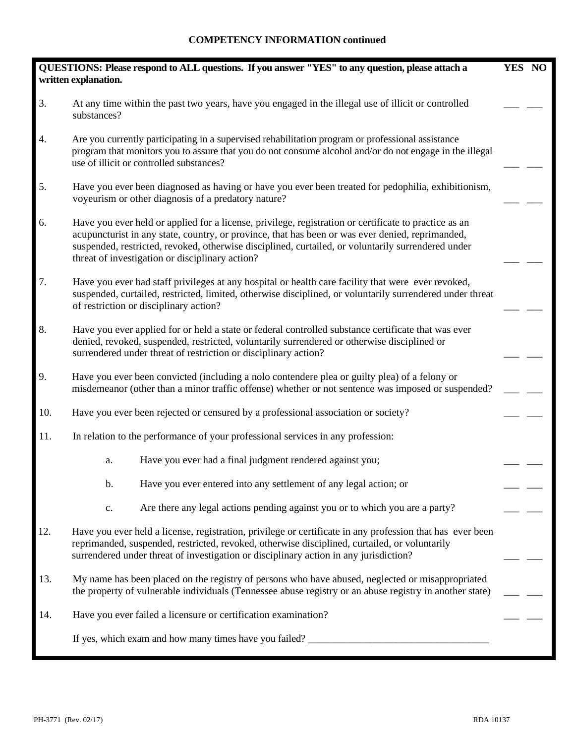## COMPETENCY INFORMATION continued

| QUESTIONS: Please respond to ALL questions. If you answer "YES" to any question, please attach a written explanation. | YES | NO |
|---|---|---|
| 3. At any time within the past two years, have you engaged in the illegal use of illicit or controlled substances? | ___ | ___ |
| 4. Are you currently participating in a supervised rehabilitation program or professional assistance program that monitors you to assure that you do not consume alcohol and/or do not engage in the illegal use of illicit or controlled substances? | ___ | ___ |
| 5. Have you ever been diagnosed as having or have you ever been treated for pedophilia, exhibitionism, voyeurism or other diagnosis of a predatory nature? | ___ | ___ |
| 6. Have you ever held or applied for a license, privilege, registration or certificate to practice as an acupuncturist in any state, country, or province, that has been or was ever denied, reprimanded, suspended, restricted, revoked, otherwise disciplined, curtailed, or voluntarily surrendered under threat of investigation or disciplinary action? | ___ | ___ |
| 7. Have you ever had staff privileges at any hospital or health care facility that were ever revoked, suspended, curtailed, restricted, limited, otherwise disciplined, or voluntarily surrendered under threat of restriction or disciplinary action? | ___ | ___ |
| 8. Have you ever applied for or held a state or federal controlled substance certificate that was ever denied, revoked, suspended, restricted, voluntarily surrendered or otherwise disciplined or surrendered under threat of restriction or disciplinary action? | ___ | ___ |
| 9. Have you ever been convicted (including a nolo contendere plea or guilty plea) of a felony or misdemeanor (other than a minor traffic offense) whether or not sentence was imposed or suspended? | ___ | ___ |
| 10. Have you ever been rejected or censured by a professional association or society? | ___ | ___ |
| 11. In relation to the performance of your professional services in any profession: | | |
| a. Have you ever had a final judgment rendered against you; | ___ | ___ |
| b. Have you ever entered into any settlement of any legal action; or | ___ | ___ |
| c. Are there any legal actions pending against you or to which you are a party? | ___ | ___ |
| 12. Have you ever held a license, registration, privilege or certificate in any profession that has ever been reprimanded, suspended, restricted, revoked, otherwise disciplined, curtailed, or voluntarily surrendered under threat of investigation or disciplinary action in any jurisdiction? | ___ | ___ |
| 13. My name has been placed on the registry of persons who have abused, neglected or misappropriated the property of vulnerable individuals (Tennessee abuse registry or an abuse registry in another state) | ___ | ___ |
| 14. Have you ever failed a licensure or certification examination? | ___ | ___ |
| If yes, which exam and how many times have you failed? ___________________________________ | | |

PH-3771 (Rev. 02/17) RDA 10137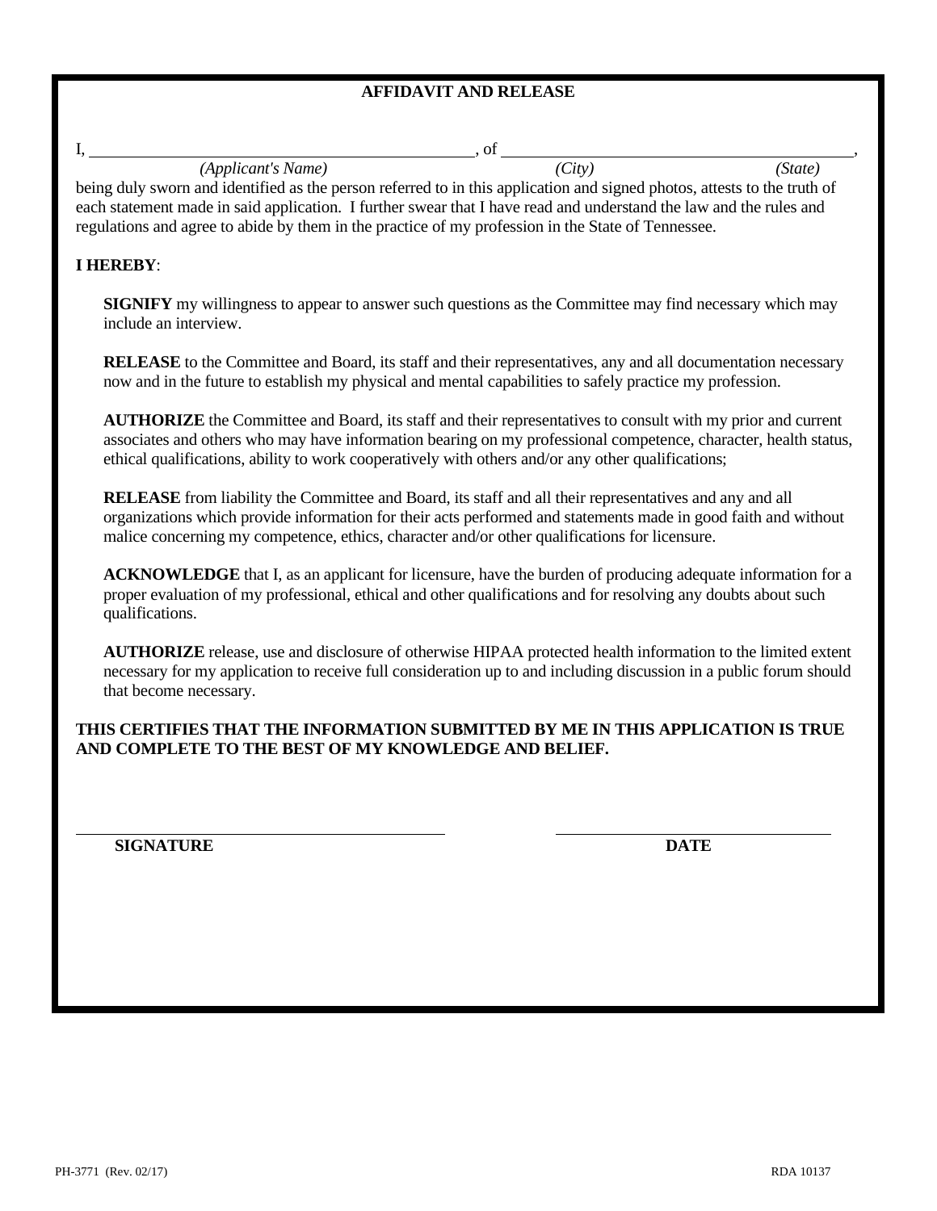## AFFIDAVIT AND RELEASE

I, \_\_\_\_\_\_\_\_\_\_\_\_\_\_\_\_\_\_\_\_\_\_\_\_\_\_\_\_\_\_\_\_\_\_\_\_, of \_\_\_\_\_\_\_\_\_\_\_\_\_\_\_\_\_\_\_\_\_\_\_\_\_\_\_\_\_\_\_\_\_\_\_\_,

*(Applicant's Name)* *(City)* *(State)*

being duly sworn and identified as the person referred to in this application and signed photos, attests to the truth of each statement made in said application. I further swear that I have read and understand the law and the rules and regulations and agree to abide by them in the practice of my profession in the State of Tennessee.

**I HEREBY**:

**SIGNIFY** my willingness to appear to answer such questions as the Committee may find necessary which may include an interview.

**RELEASE** to the Committee and Board, its staff and their representatives, any and all documentation necessary now and in the future to establish my physical and mental capabilities to safely practice my profession.

**AUTHORIZE** the Committee and Board, its staff and their representatives to consult with my prior and current associates and others who may have information bearing on my professional competence, character, health status, ethical qualifications, ability to work cooperatively with others and/or any other qualifications;

**RELEASE** from liability the Committee and Board, its staff and all their representatives and any and all organizations which provide information for their acts performed and statements made in good faith and without malice concerning my competence, ethics, character and/or other qualifications for licensure.

**ACKNOWLEDGE** that I, as an applicant for licensure, have the burden of producing adequate information for a proper evaluation of my professional, ethical and other qualifications and for resolving any doubts about such qualifications.

**AUTHORIZE** release, use and disclosure of otherwise HIPAA protected health information to the limited extent necessary for my application to receive full consideration up to and including discussion in a public forum should that become necessary.

**THIS CERTIFIES THAT THE INFORMATION SUBMITTED BY ME IN THIS APPLICATION IS TRUE AND COMPLETE TO THE BEST OF MY KNOWLEDGE AND BELIEF.**

\_\_\_\_\_\_\_\_\_\_\_\_\_\_\_\_\_\_\_\_\_\_\_\_\_\_\_\_\_\_\_\_\_\_\_\_ \_\_\_\_\_\_\_\_\_\_\_\_\_\_\_\_\_\_\_\_\_\_\_\_\_\_\_\_

**SIGNATURE** **DATE**

PH-3771 (Rev. 02/17) RDA 10137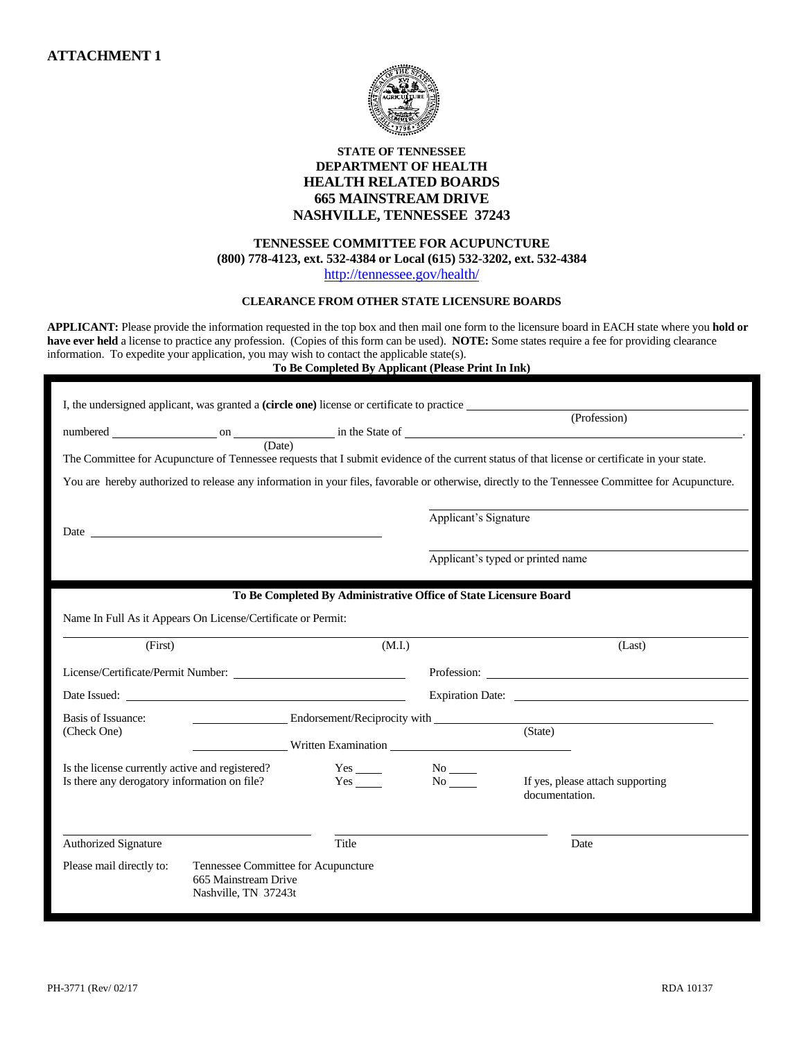**ATTACHMENT 1**

**STATE OF TENNESSEE**
**DEPARTMENT OF HEALTH**
**HEALTH RELATED BOARDS**
**665 MAINSTREAM DRIVE**
**NASHVILLE, TENNESSEE 37243**

**TENNESSEE COMMITTEE FOR ACUPUNCTURE**
**(800) 778-4123, ext. 532-4384 or Local (615) 532-3202, ext. 532-4384**
http://tennessee.gov/health/

**CLEARANCE FROM OTHER STATE LICENSURE BOARDS**

**APPLICANT:** Please provide the information requested in the top box and then mail one form to the licensure board in EACH state where you **hold or have ever held** a license to practice any profession. (Copies of this form can be used). **NOTE:** Some states require a fee for providing clearance information. To expedite your application, you may wish to contact the applicable state(s).

**To Be Completed By Applicant (Please Print In Ink)**

I, the undersigned applicant, was granted a **(circle one)** license or certificate to practice ______________________ (Profession)

numbered ______________ on ______________ (Date) in the State of ______________________________.

The Committee for Acupuncture of Tennessee requests that I submit evidence of the current status of that license or certificate in your state.

You are hereby authorized to release any information in your files, favorable or otherwise, directly to the Tennessee Committee for Acupuncture.

Date ______________________________

______________________________
Applicant's Signature

______________________________
Applicant's typed or printed name

**To Be Completed By Administrative Office of State Licensure Board**

Name In Full As it Appears On License/Certificate or Permit:

______________________ (First) ______________________ (M.I.) ______________________ (Last)

License/Certificate/Permit Number: ______________________ Profession: ______________________

Date Issued: ______________________ Expiration Date: ______________________

Basis of Issuance: (Check One)
____________ Endorsement/Reciprocity with ______________________ (State)
____________ Written Examination ______________________

Is the license currently active and registered? Yes ____ No ____

Is there any derogatory information on file? Yes ____ No ____ If yes, please attach supporting documentation.

______________________ Authorized Signature ______________________ Title ______________________ Date

Please mail directly to: Tennessee Committee for Acupuncture
665 Mainstream Drive
Nashville, TN 37243t

PH-3771 (Rev/ 02/17) RDA 10137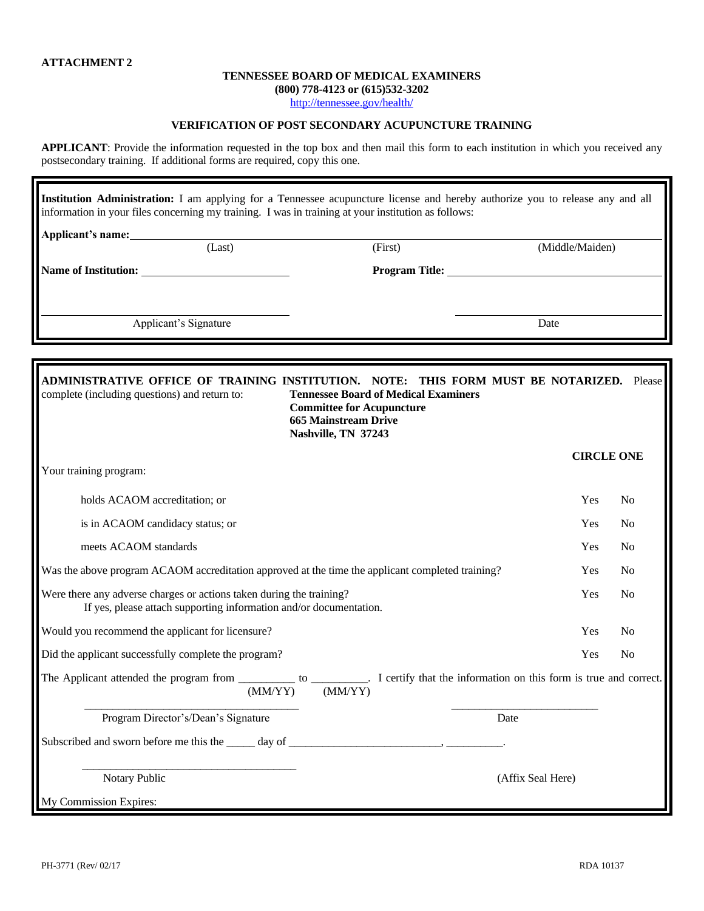**ATTACHMENT 2**

**TENNESSEE BOARD OF MEDICAL EXAMINERS**
**(800) 778-4123 or (615)532-3202**
http://tennessee.gov/health/

**VERIFICATION OF POST SECONDARY ACUPUNCTURE TRAINING**

**APPLICANT**: Provide the information requested in the top box and then mail this form to each institution in which you received any postsecondary training. If additional forms are required, copy this one.

---

**Institution Administration:** I am applying for a Tennessee acupuncture license and hereby authorize you to release any and all information in your files concerning my training. I was in training at your institution as follows:

**Applicant's name:** ______________________________________________
(Last) (First) (Middle/Maiden)

**Name of Institution:** ______________________ **Program Title:** ______________________

______________________ ______________________
Applicant's Signature Date

---

**ADMINISTRATIVE OFFICE OF TRAINING INSTITUTION. NOTE: THIS FORM MUST BE NOTARIZED.** Please complete (including questions) and return to:

**Tennessee Board of Medical Examiners**
**Committee for Acupuncture**
**665 Mainstream Drive**
**Nashville, TN 37243**

| Your training program: | **CIRCLE ONE** | |
|---|---|---|
| holds ACAOM accreditation; or | Yes | No |
| is in ACAOM candidacy status; or | Yes | No |
| meets ACAOM standards | Yes | No |
| Was the above program ACAOM accreditation approved at the time the applicant completed training? | Yes | No |
| Were there any adverse charges or actions taken during the training? If yes, please attach supporting information and/or documentation. | Yes | No |
| Would you recommend the applicant for licensure? | Yes | No |
| Did the applicant successfully complete the program? | Yes | No |

The Applicant attended the program from _________ to _________. I certify that the information on this form is true and correct.
(MM/YY) (MM/YY)

______________________________ ______________________
Program Director's/Dean's Signature Date

Subscribed and sworn before me this the _____ day of __________________________, __________.

______________________________
Notary Public (Affix Seal Here)

My Commission Expires:

PH-3771 (Rev/ 02/17) RDA 10137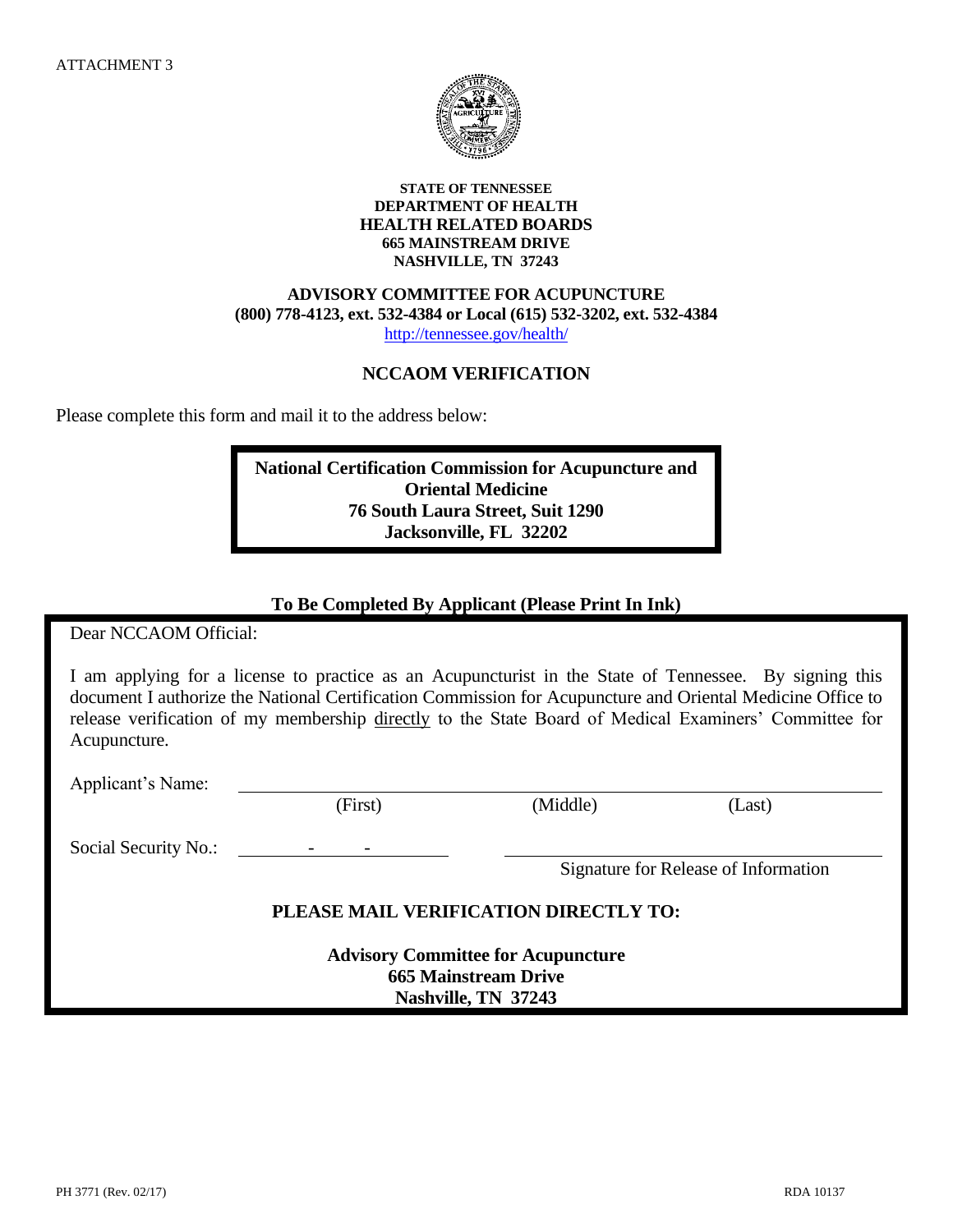ATTACHMENT 3

**STATE OF TENNESSEE**
**DEPARTMENT OF HEALTH**
**HEALTH RELATED BOARDS**
**665 MAINSTREAM DRIVE**
**NASHVILLE, TN 37243**

**ADVISORY COMMITTEE FOR ACUPUNCTURE**
**(800) 778-4123, ext. 532-4384 or Local (615) 532-3202, ext. 532-4384**
http://tennessee.gov/health/

## NCCAOM VERIFICATION

Please complete this form and mail it to the address below:

**National Certification Commission for Acupuncture and Oriental Medicine**
**76 South Laura Street, Suit 1290**
**Jacksonville, FL 32202**

**To Be Completed By Applicant (Please Print In Ink)**

Dear NCCAOM Official:

I am applying for a license to practice as an Acupuncturist in the State of Tennessee. By signing this document I authorize the National Certification Commission for Acupuncture and Oriental Medicine Office to release verification of my membership directly to the State Board of Medical Examiners' Committee for Acupuncture.

Applicant's Name: ______________________________________________
(First) (Middle) (Last)

Social Security No.: ______ - ____ - ______ ______________________________
Signature for Release of Information

**PLEASE MAIL VERIFICATION DIRECTLY TO:**

**Advisory Committee for Acupuncture**
**665 Mainstream Drive**
**Nashville, TN 37243**

PH 3771 (Rev. 02/17) RDA 10137